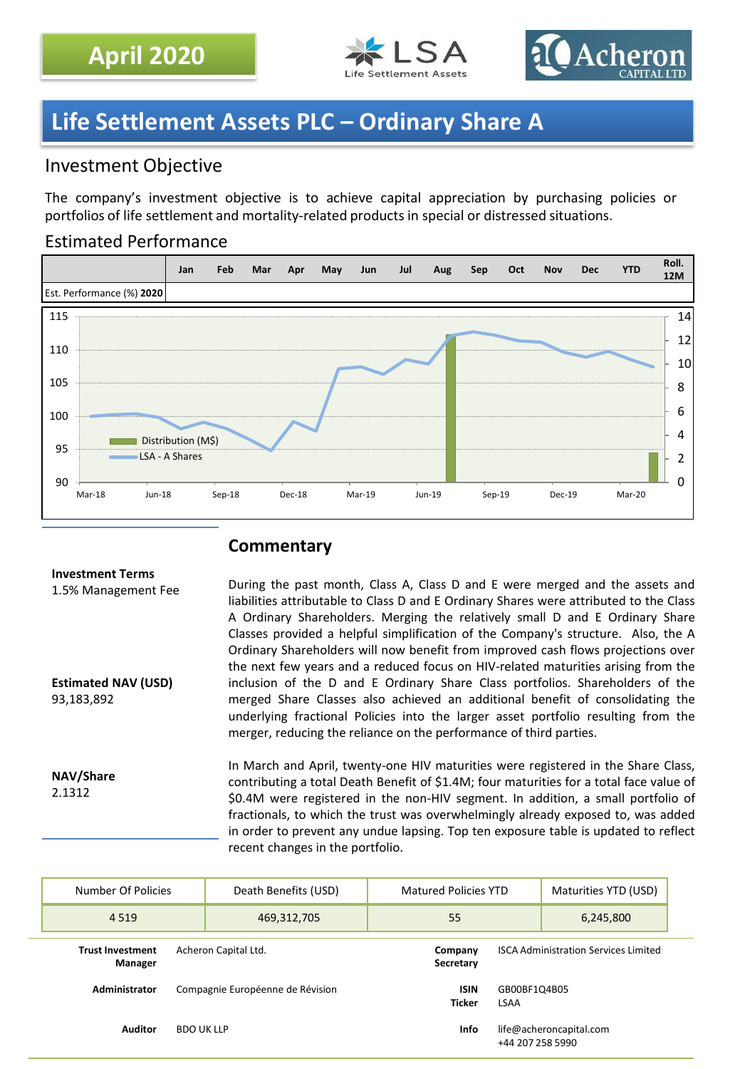April 2020

LSA Life Settlement Assets

Acheron CAPITAL LTD

# Life Settlement Assets PLC – Ordinary Share A

## Investment Objective

The company's investment objective is to achieve capital appreciation by purchasing policies or portfolios of life settlement and mortality-related products in special or distressed situations.

## Estimated Performance

| | Jan | Feb | Mar | Apr | May | Jun | Jul | Aug | Sep | Oct | Nov | Dec | YTD | Roll. 12M |
|---|---|---|---|---|---|---|---|---|---|---|---|---|---|---|
| Est. Performance (%) **2020** | | | | | | | | | | | | | | |

**Investment Terms**
1.5% Management Fee

**Estimated NAV (USD)**
93,183,892

**NAV/Share**
2.1312

## Commentary

During the past month, Class A, Class D and E were merged and the assets and liabilities attributable to Class D and E Ordinary Shares were attributed to the Class A Ordinary Shareholders. Merging the relatively small D and E Ordinary Share Classes provided a helpful simplification of the Company's structure. Also, the A Ordinary Shareholders will now benefit from improved cash flows projections over the next few years and a reduced focus on HIV-related maturities arising from the inclusion of the D and E Ordinary Share Class portfolios. Shareholders of the merged Share Classes also achieved an additional benefit of consolidating the underlying fractional Policies into the larger asset portfolio resulting from the merger, reducing the reliance on the performance of third parties.

In March and April, twenty-one HIV maturities were registered in the Share Class, contributing a total Death Benefit of $1.4M; four maturities for a total face value of $0.4M were registered in the non-HIV segment. In addition, a small portfolio of fractionals, to which the trust was overwhelmingly already exposed to, was added in order to prevent any undue lapsing. Top ten exposure table is updated to reflect recent changes in the portfolio.

| Number Of Policies | Death Benefits (USD) | Matured Policies YTD | Maturities YTD (USD) |
|---|---|---|---|
| 4 519 | 469,312,705 | 55 | 6,245,800 |

| | | | |
|---|---|---|---|
| **Trust Investment Manager** | Acheron Capital Ltd. | **Company Secretary** | ISCA Administration Services Limited |
| **Administrator** | Compagnie Européenne de Révision | **ISIN Ticker** | GB00BF1Q4B05 LSAA |
| **Auditor** | BDO UK LLP | **Info** | life@acheroncapital.com +44 207 258 5990 |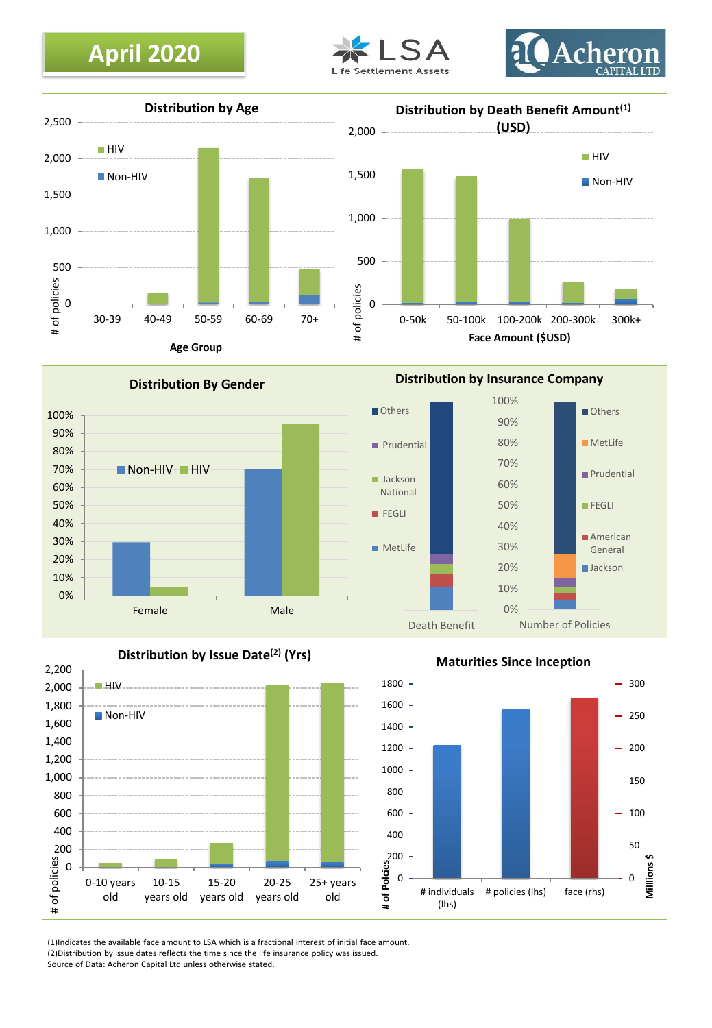# April 2020

LSA Life Settlement Assets

Acheron CAPITAL LTD

## Distribution by Age

| Age Group | HIV | Non-HIV |
|---|---|---|
| 30-39 | | |
| 40-49 | | |
| 50-59 | | |
| 60-69 | | |
| 70+ | | |

## Distribution by Death Benefit Amount[1] (USD)

Face Amount ($USD): 0-50k, 50-100k, 100-200k, 200-300k, 300k+

## Distribution By Gender

Non-HIV, HIV — Female, Male

## Distribution by Insurance Company

Death Benefit: Others, Prudential, Jackson National, FEGLI, MetLife

Number of Policies: Others, MetLife, Prudential, FEGLI, American General, Jackson

## Distribution by Issue Date[2] (Yrs)

0-10 years old, 10-15 years old, 15-20 years old, 20-25 years old, 25+ years old

## Maturities Since Inception

# individuals (lhs), # policies (lhs), face (rhs) — Millions $

(1)Indicates the available face amount to LSA which is a fractional interest of initial face amount.
(2)Distribution by issue dates reflects the time since the life insurance policy was issued.
Source of Data: Acheron Capital Ltd unless otherwise stated.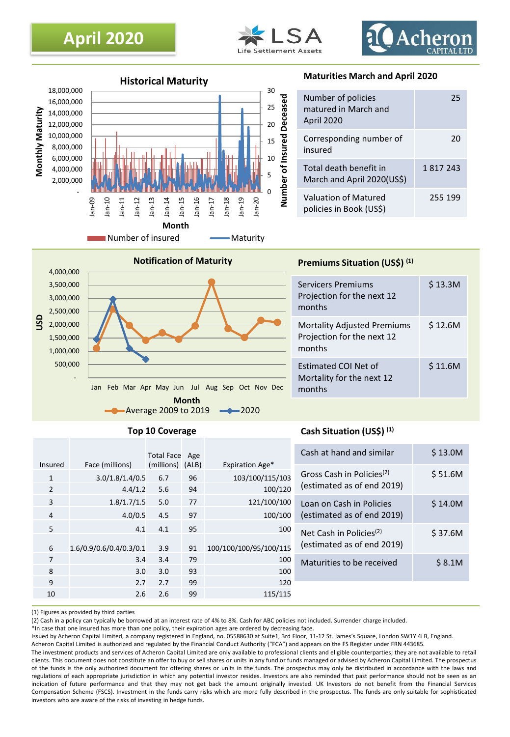**April 2020**

LSA Life Settlement Assets

Acheron CAPITAL LTD

## Historical Maturity

Monthly Maturity

18,000,000
16,000,000
14,000,000
12,000,000
10,000,000
8,000,000
6,000,000
4,000,000
2,000,000
-

Number of Insured Deceased

30
25
20
15
10
5
0

Jan-09 Jan-10 Jan-11 Jan-12 Jan-13 Jan-14 Jan-15 Jan-16 Jan-17 Jan-18 Jan-19 Jan-20

Month

Number of insured   Maturity

## Maturities March and April 2020

| | |
|---|---|
| Number of policies matured in March and April 2020 | 25 |
| Corresponding number of insured | 20 |
| Total death benefit in March and April 2020(US$) | 1 817 243 |
| Valuation of Matured policies in Book (US$) | 255 199 |

## Notification of Maturity

USD

4,000,000
3,500,000
3,000,000
2,500,000
2,000,000
1,500,000
1,000,000
500,000
-

Jan Feb Mar Apr May Jun Jul Aug Sep Oct Nov Dec

Month

Average 2009 to 2019   2020

## Premiums Situation (US$) [(1)]

| | |
|---|---|
| Servicers Premiums Projection for the next 12 months | $ 13.3M |
| Mortality Adjusted Premiums Projection for the next 12 months | $ 12.6M |
| Estimated COI Net of Mortality for the next 12 months | $ 11.6M |

## Top 10 Coverage

| Insured | Face (millions) | Total Face (millions) | Age (ALB) | Expiration Age* |
|---|---|---|---|---|
| 1 | 3.0/1.8/1.4/0.5 | 6.7 | 96 | 103/100/115/103 |
| 2 | 4.4/1.2 | 5.6 | 94 | 100/120 |
| 3 | 1.8/1.7/1.5 | 5.0 | 77 | 121/100/100 |
| 4 | 4.0/0.5 | 4.5 | 97 | 100/100 |
| 5 | 4.1 | 4.1 | 95 | 100 |
| 6 | 1.6/0.9/0.6/0.4/0.3/0.1 | 3.9 | 91 | 100/100/100/95/100/115 |
| 7 | 3.4 | 3.4 | 79 | 100 |
| 8 | 3.0 | 3.0 | 93 | 100 |
| 9 | 2.7 | 2.7 | 99 | 120 |
| 10 | 2.6 | 2.6 | 99 | 115/115 |

## Cash Situation (US$) [(1)]

| | |
|---|---|
| Cash at hand and similar | $ 13.0M |
| Gross Cash in Policies[(2)] (estimated as of end 2019) | $ 51.6M |
| Loan on Cash in Policies (estimated as of end 2019) | $ 14.0M |
| Net Cash in Policies[(2)] (estimated as of end 2019) | $ 37.6M |
| Maturities to be received | $ 8.1M |

(1) Figures as provided by third parties
(2) Cash in a policy can typically be borrowed at an interest rate of 4% to 8%. Cash for ABC policies not included. Surrender charge included.
*In case that one insured has more than one policy, their expiration ages are ordered by decreasing face.
Issued by Acheron Capital Limited, a company registered in England, no. 05588630 at Suite1, 3rd Floor, 11-12 St. James's Square, London SW1Y 4LB, England.
Acheron Capital Limited is authorized and regulated by the Financial Conduct Authority ("FCA") and appears on the FS Register under FRN 443685.
The investment products and services of Acheron Capital Limited are only available to professional clients and eligible counterparties; they are not available to retail clients. This document does not constitute an offer to buy or sell shares or units in any fund or funds managed or advised by Acheron Capital Limited. The prospectus of the funds is the only authorized document for offering shares or units in the funds. The prospectus may only be distributed in accordance with the laws and regulations of each appropriate jurisdiction in which any potential investor resides. Investors are also reminded that past performance should not be seen as an indication of future performance and that they may not get back the amount originally invested. UK Investors do not benefit from the Financial Services Compensation Scheme (FSCS). Investment in the funds carry risks which are more fully described in the prospectus. The funds are only suitable for sophisticated investors who are aware of the risks of investing in hedge funds.